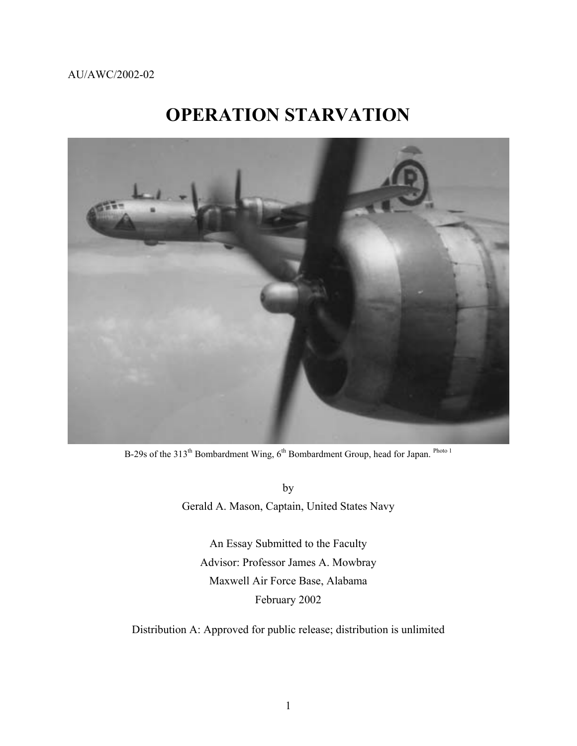AU/AWC/2002-02

# OPERATION STARVATION

B-29s of the 313th Bombardment Wing, 6th Bombardment Group, head for Japan. [Photo 1]

by

Gerald A. Mason, Captain, United States Navy

An Essay Submitted to the Faculty

Advisor: Professor James A. Mowbray

Maxwell Air Force Base, Alabama

February 2002

Distribution A: Approved for public release; distribution is unlimited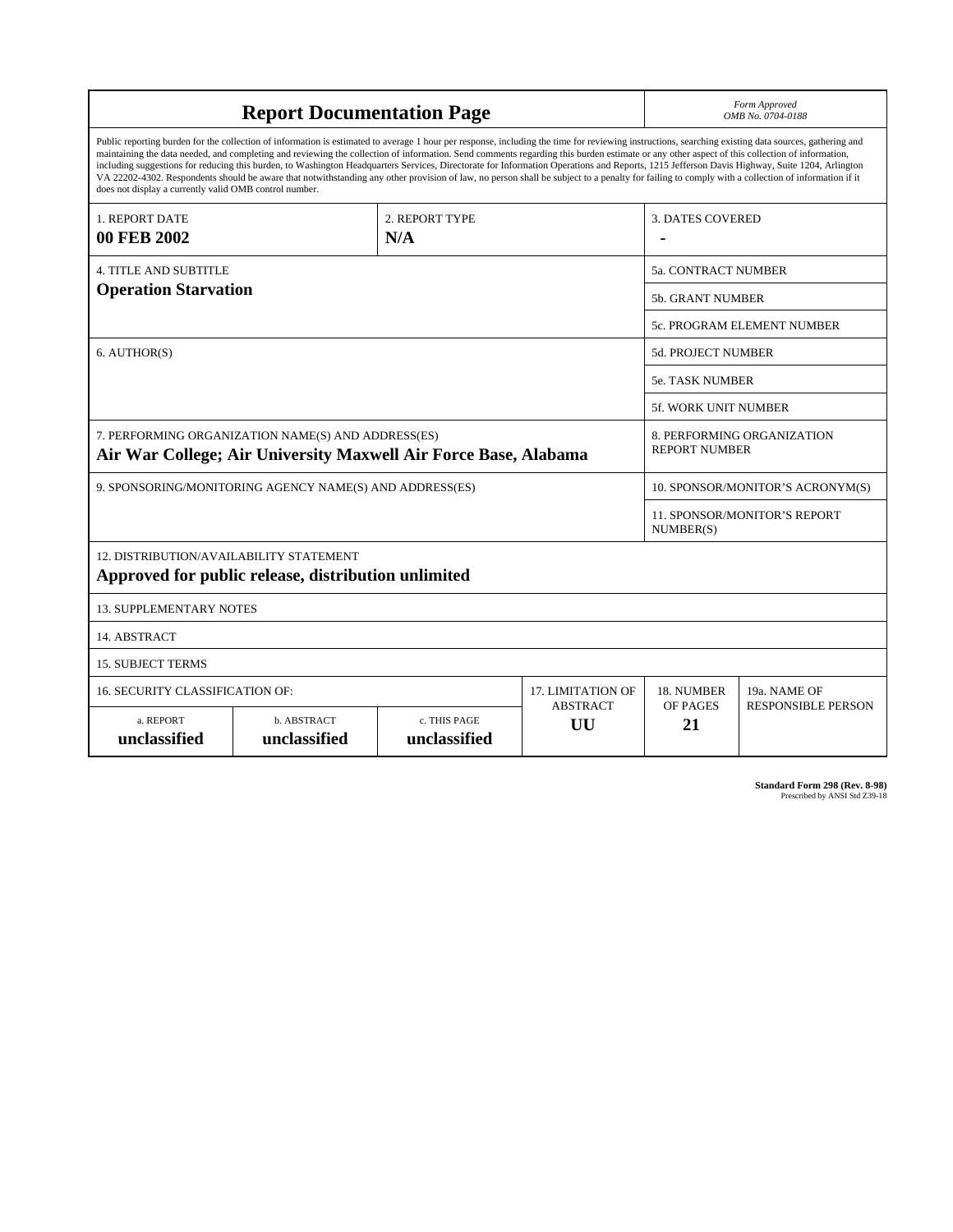# Report Documentation Page

*Form Approved*
*OMB No. 0704-0188*

Public reporting burden for the collection of information is estimated to average 1 hour per response, including the time for reviewing instructions, searching existing data sources, gathering and maintaining the data needed, and completing and reviewing the collection of information. Send comments regarding this burden estimate or any other aspect of this collection of information, including suggestions for reducing this burden, to Washington Headquarters Services, Directorate for Information Operations and Reports, 1215 Jefferson Davis Highway, Suite 1204, Arlington VA 22202-4302. Respondents should be aware that notwithstanding any other provision of law, no person shall be subject to a penalty for failing to comply with a collection of information if it does not display a currently valid OMB control number.

| 1. REPORT DATE | 2. REPORT TYPE | 3. DATES COVERED |
|---|---|---|
| **00 FEB 2002** | **N/A** | **-** |

| 4. TITLE AND SUBTITLE | |
|---|---|
| **Operation Starvation** | 5a. CONTRACT NUMBER |
| | 5b. GRANT NUMBER |
| | 5c. PROGRAM ELEMENT NUMBER |
| 6. AUTHOR(S) | 5d. PROJECT NUMBER |
| | 5e. TASK NUMBER |
| | 5f. WORK UNIT NUMBER |
| 7. PERFORMING ORGANIZATION NAME(S) AND ADDRESS(ES) **Air War College; Air University Maxwell Air Force Base, Alabama** | 8. PERFORMING ORGANIZATION REPORT NUMBER |
| 9. SPONSORING/MONITORING AGENCY NAME(S) AND ADDRESS(ES) | 10. SPONSOR/MONITOR'S ACRONYM(S) |
| | 11. SPONSOR/MONITOR'S REPORT NUMBER(S) |

12. DISTRIBUTION/AVAILABILITY STATEMENT
**Approved for public release, distribution unlimited**

13. SUPPLEMENTARY NOTES

14. ABSTRACT

15. SUBJECT TERMS

| 16. SECURITY CLASSIFICATION OF: | | | 17. LIMITATION OF ABSTRACT | 18. NUMBER OF PAGES | 19a. NAME OF RESPONSIBLE PERSON |
|---|---|---|---|---|---|
| a. REPORT | b. ABSTRACT | c. THIS PAGE | | | |
| **unclassified** | **unclassified** | **unclassified** | **UU** | **21** | |

**Standard Form 298 (Rev. 8-98)**
Prescribed by ANSI Std Z39-18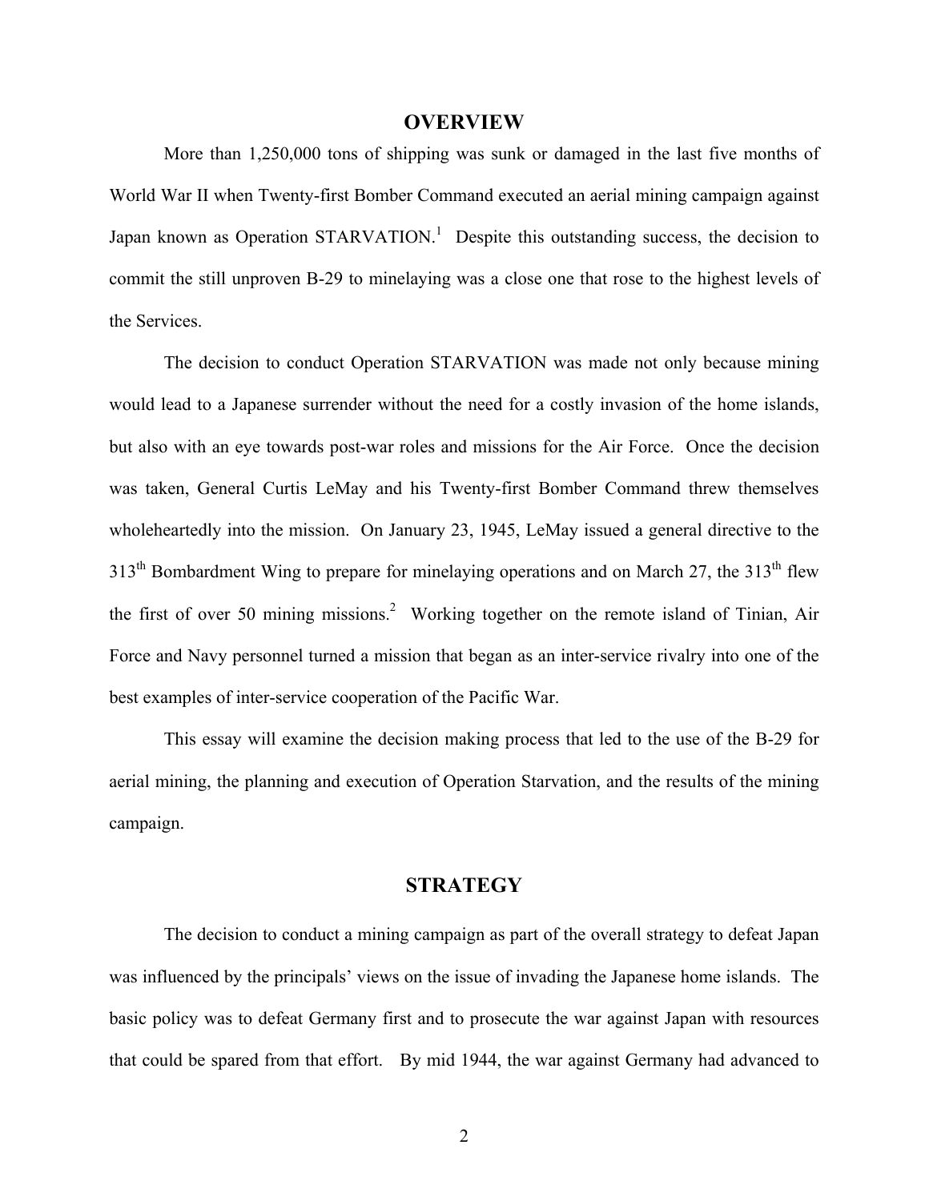## OVERVIEW

More than 1,250,000 tons of shipping was sunk or damaged in the last five months of World War II when Twenty-first Bomber Command executed an aerial mining campaign against Japan known as Operation STARVATION.[1] Despite this outstanding success, the decision to commit the still unproven B-29 to minelaying was a close one that rose to the highest levels of the Services.

The decision to conduct Operation STARVATION was made not only because mining would lead to a Japanese surrender without the need for a costly invasion of the home islands, but also with an eye towards post-war roles and missions for the Air Force. Once the decision was taken, General Curtis LeMay and his Twenty-first Bomber Command threw themselves wholeheartedly into the mission. On January 23, 1945, LeMay issued a general directive to the 313th Bombardment Wing to prepare for minelaying operations and on March 27, the 313th flew the first of over 50 mining missions.[2] Working together on the remote island of Tinian, Air Force and Navy personnel turned a mission that began as an inter-service rivalry into one of the best examples of inter-service cooperation of the Pacific War.

This essay will examine the decision making process that led to the use of the B-29 for aerial mining, the planning and execution of Operation Starvation, and the results of the mining campaign.

## STRATEGY

The decision to conduct a mining campaign as part of the overall strategy to defeat Japan was influenced by the principals' views on the issue of invading the Japanese home islands. The basic policy was to defeat Germany first and to prosecute the war against Japan with resources that could be spared from that effort. By mid 1944, the war against Germany had advanced to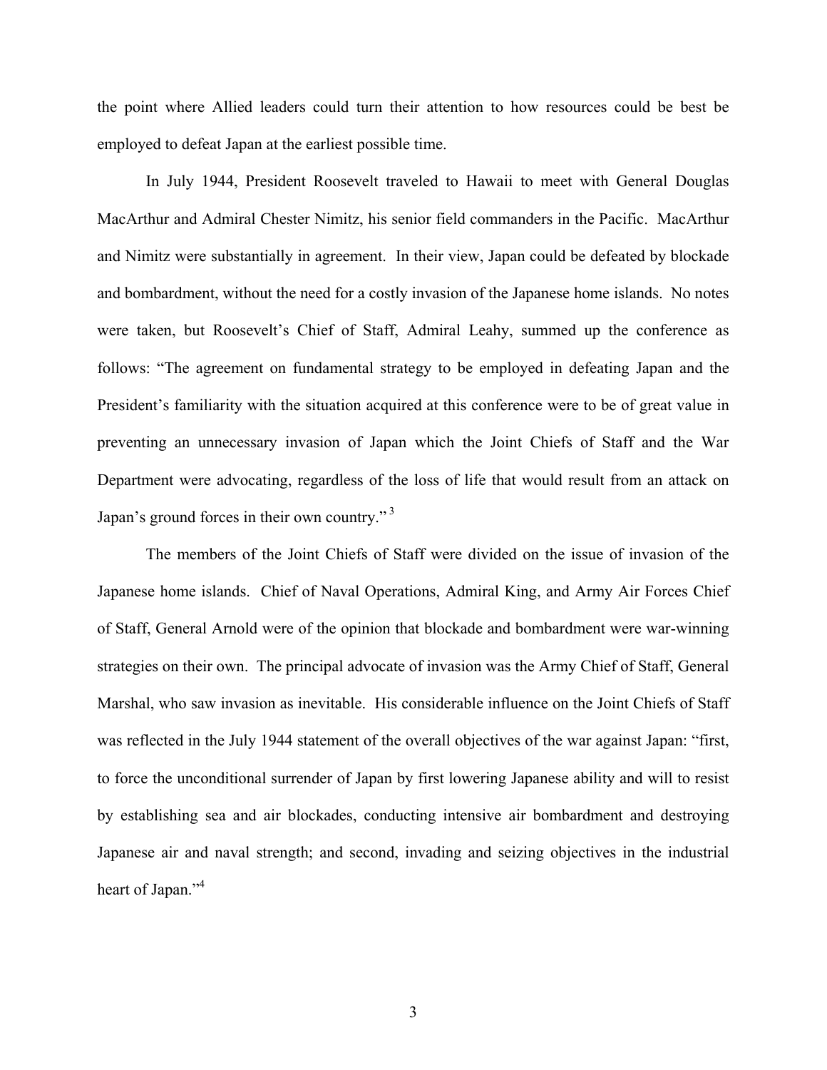the point where Allied leaders could turn their attention to how resources could be best be employed to defeat Japan at the earliest possible time.

In July 1944, President Roosevelt traveled to Hawaii to meet with General Douglas MacArthur and Admiral Chester Nimitz, his senior field commanders in the Pacific. MacArthur and Nimitz were substantially in agreement. In their view, Japan could be defeated by blockade and bombardment, without the need for a costly invasion of the Japanese home islands. No notes were taken, but Roosevelt's Chief of Staff, Admiral Leahy, summed up the conference as follows: "The agreement on fundamental strategy to be employed in defeating Japan and the President's familiarity with the situation acquired at this conference were to be of great value in preventing an unnecessary invasion of Japan which the Joint Chiefs of Staff and the War Department were advocating, regardless of the loss of life that would result from an attack on Japan's ground forces in their own country."[3]

The members of the Joint Chiefs of Staff were divided on the issue of invasion of the Japanese home islands. Chief of Naval Operations, Admiral King, and Army Air Forces Chief of Staff, General Arnold were of the opinion that blockade and bombardment were war-winning strategies on their own. The principal advocate of invasion was the Army Chief of Staff, General Marshal, who saw invasion as inevitable. His considerable influence on the Joint Chiefs of Staff was reflected in the July 1944 statement of the overall objectives of the war against Japan: "first, to force the unconditional surrender of Japan by first lowering Japanese ability and will to resist by establishing sea and air blockades, conducting intensive air bombardment and destroying Japanese air and naval strength; and second, invading and seizing objectives in the industrial heart of Japan."[4]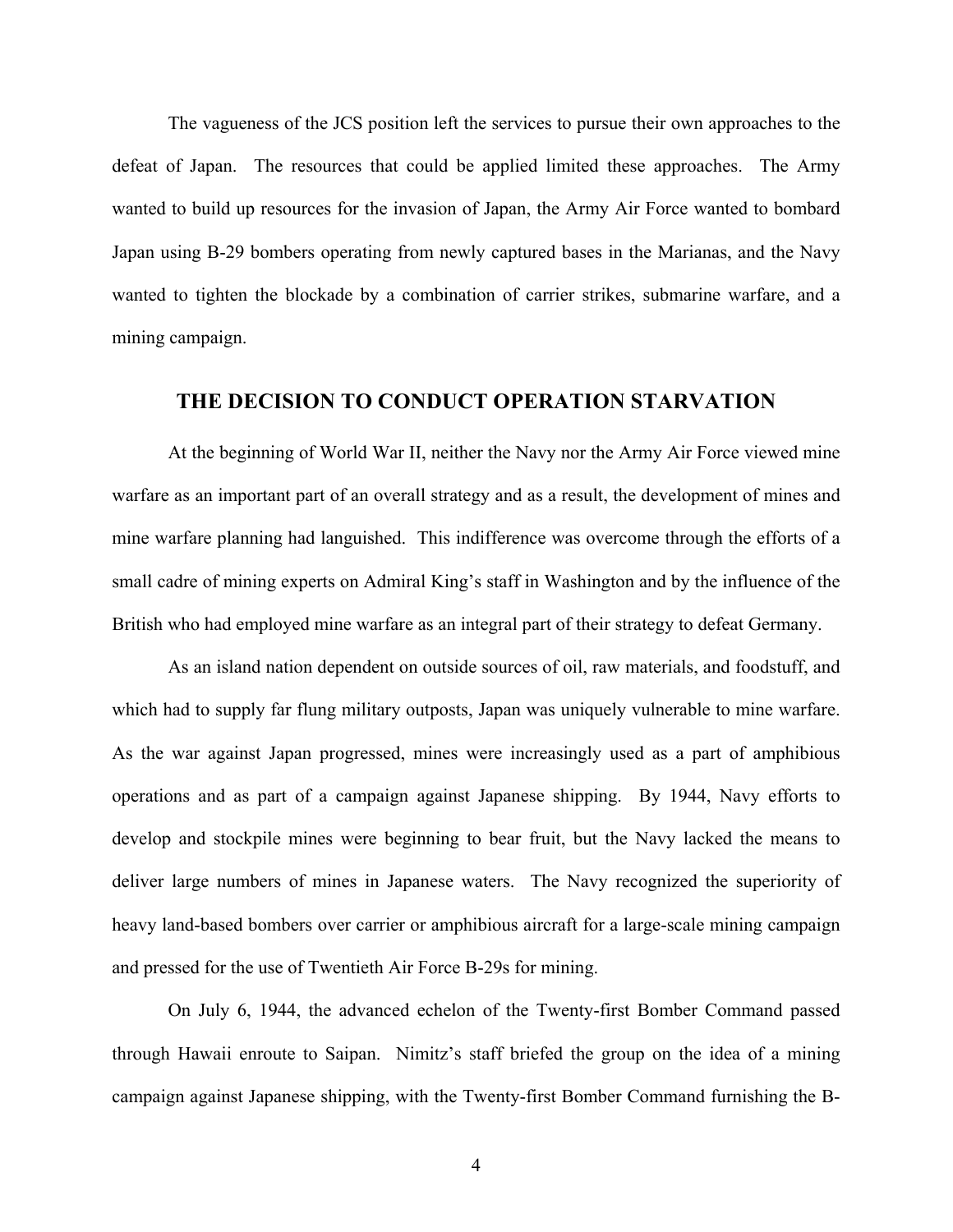The vagueness of the JCS position left the services to pursue their own approaches to the defeat of Japan. The resources that could be applied limited these approaches. The Army wanted to build up resources for the invasion of Japan, the Army Air Force wanted to bombard Japan using B-29 bombers operating from newly captured bases in the Marianas, and the Navy wanted to tighten the blockade by a combination of carrier strikes, submarine warfare, and a mining campaign.

## THE DECISION TO CONDUCT OPERATION STARVATION

At the beginning of World War II, neither the Navy nor the Army Air Force viewed mine warfare as an important part of an overall strategy and as a result, the development of mines and mine warfare planning had languished. This indifference was overcome through the efforts of a small cadre of mining experts on Admiral King's staff in Washington and by the influence of the British who had employed mine warfare as an integral part of their strategy to defeat Germany.

As an island nation dependent on outside sources of oil, raw materials, and foodstuff, and which had to supply far flung military outposts, Japan was uniquely vulnerable to mine warfare. As the war against Japan progressed, mines were increasingly used as a part of amphibious operations and as part of a campaign against Japanese shipping. By 1944, Navy efforts to develop and stockpile mines were beginning to bear fruit, but the Navy lacked the means to deliver large numbers of mines in Japanese waters. The Navy recognized the superiority of heavy land-based bombers over carrier or amphibious aircraft for a large-scale mining campaign and pressed for the use of Twentieth Air Force B-29s for mining.

On July 6, 1944, the advanced echelon of the Twenty-first Bomber Command passed through Hawaii enroute to Saipan. Nimitz's staff briefed the group on the idea of a mining campaign against Japanese shipping, with the Twenty-first Bomber Command furnishing the B-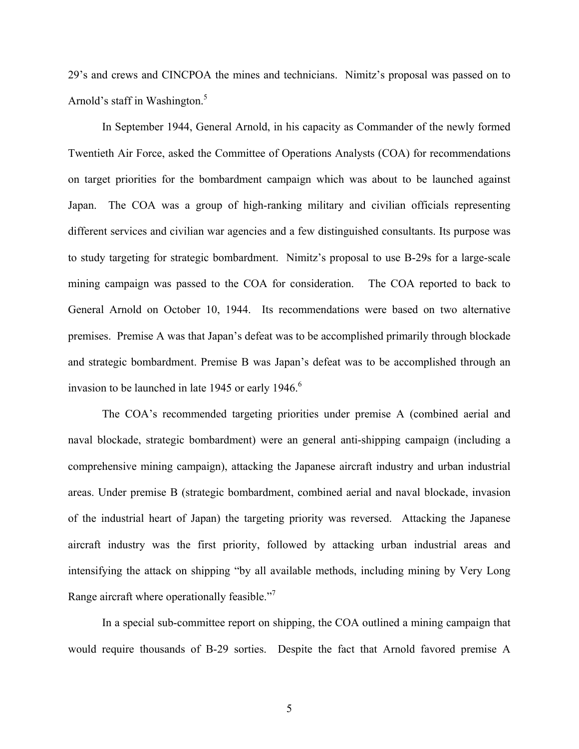29's and crews and CINCPOA the mines and technicians. Nimitz's proposal was passed on to Arnold's staff in Washington.[5]

In September 1944, General Arnold, in his capacity as Commander of the newly formed Twentieth Air Force, asked the Committee of Operations Analysts (COA) for recommendations on target priorities for the bombardment campaign which was about to be launched against Japan. The COA was a group of high-ranking military and civilian officials representing different services and civilian war agencies and a few distinguished consultants. Its purpose was to study targeting for strategic bombardment. Nimitz's proposal to use B-29s for a large-scale mining campaign was passed to the COA for consideration. The COA reported to back to General Arnold on October 10, 1944. Its recommendations were based on two alternative premises. Premise A was that Japan's defeat was to be accomplished primarily through blockade and strategic bombardment. Premise B was Japan's defeat was to be accomplished through an invasion to be launched in late 1945 or early 1946.[6]

The COA's recommended targeting priorities under premise A (combined aerial and naval blockade, strategic bombardment) were an general anti-shipping campaign (including a comprehensive mining campaign), attacking the Japanese aircraft industry and urban industrial areas. Under premise B (strategic bombardment, combined aerial and naval blockade, invasion of the industrial heart of Japan) the targeting priority was reversed. Attacking the Japanese aircraft industry was the first priority, followed by attacking urban industrial areas and intensifying the attack on shipping "by all available methods, including mining by Very Long Range aircraft where operationally feasible."[7]

In a special sub-committee report on shipping, the COA outlined a mining campaign that would require thousands of B-29 sorties. Despite the fact that Arnold favored premise A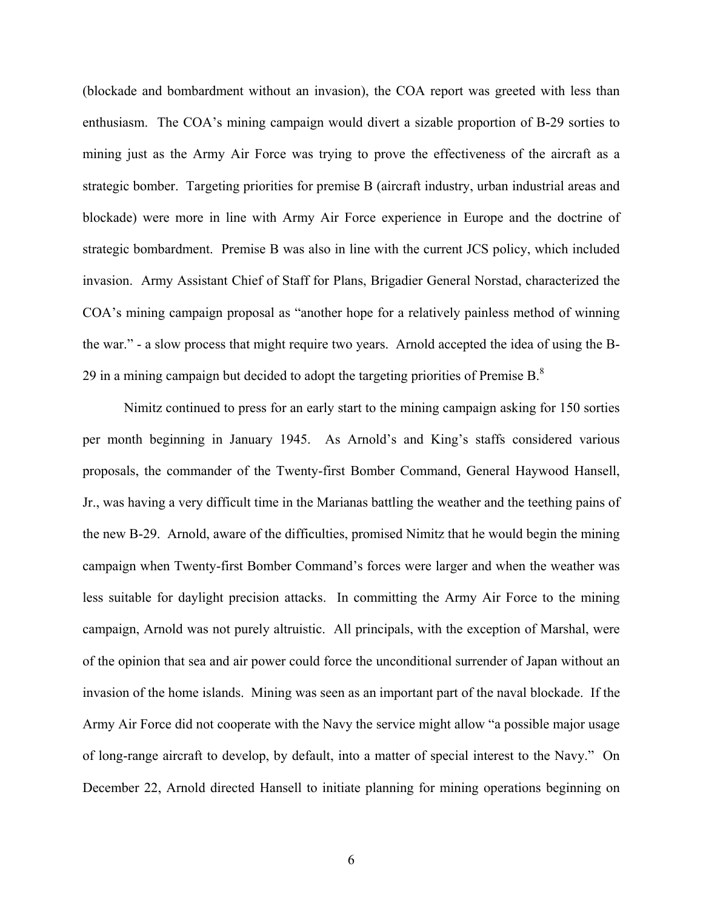(blockade and bombardment without an invasion), the COA report was greeted with less than enthusiasm. The COA's mining campaign would divert a sizable proportion of B-29 sorties to mining just as the Army Air Force was trying to prove the effectiveness of the aircraft as a strategic bomber. Targeting priorities for premise B (aircraft industry, urban industrial areas and blockade) were more in line with Army Air Force experience in Europe and the doctrine of strategic bombardment. Premise B was also in line with the current JCS policy, which included invasion. Army Assistant Chief of Staff for Plans, Brigadier General Norstad, characterized the COA's mining campaign proposal as "another hope for a relatively painless method of winning the war." - a slow process that might require two years. Arnold accepted the idea of using the B-29 in a mining campaign but decided to adopt the targeting priorities of Premise B.[8]

Nimitz continued to press for an early start to the mining campaign asking for 150 sorties per month beginning in January 1945. As Arnold's and King's staffs considered various proposals, the commander of the Twenty-first Bomber Command, General Haywood Hansell, Jr., was having a very difficult time in the Marianas battling the weather and the teething pains of the new B-29. Arnold, aware of the difficulties, promised Nimitz that he would begin the mining campaign when Twenty-first Bomber Command's forces were larger and when the weather was less suitable for daylight precision attacks. In committing the Army Air Force to the mining campaign, Arnold was not purely altruistic. All principals, with the exception of Marshal, were of the opinion that sea and air power could force the unconditional surrender of Japan without an invasion of the home islands. Mining was seen as an important part of the naval blockade. If the Army Air Force did not cooperate with the Navy the service might allow "a possible major usage of long-range aircraft to develop, by default, into a matter of special interest to the Navy." On December 22, Arnold directed Hansell to initiate planning for mining operations beginning on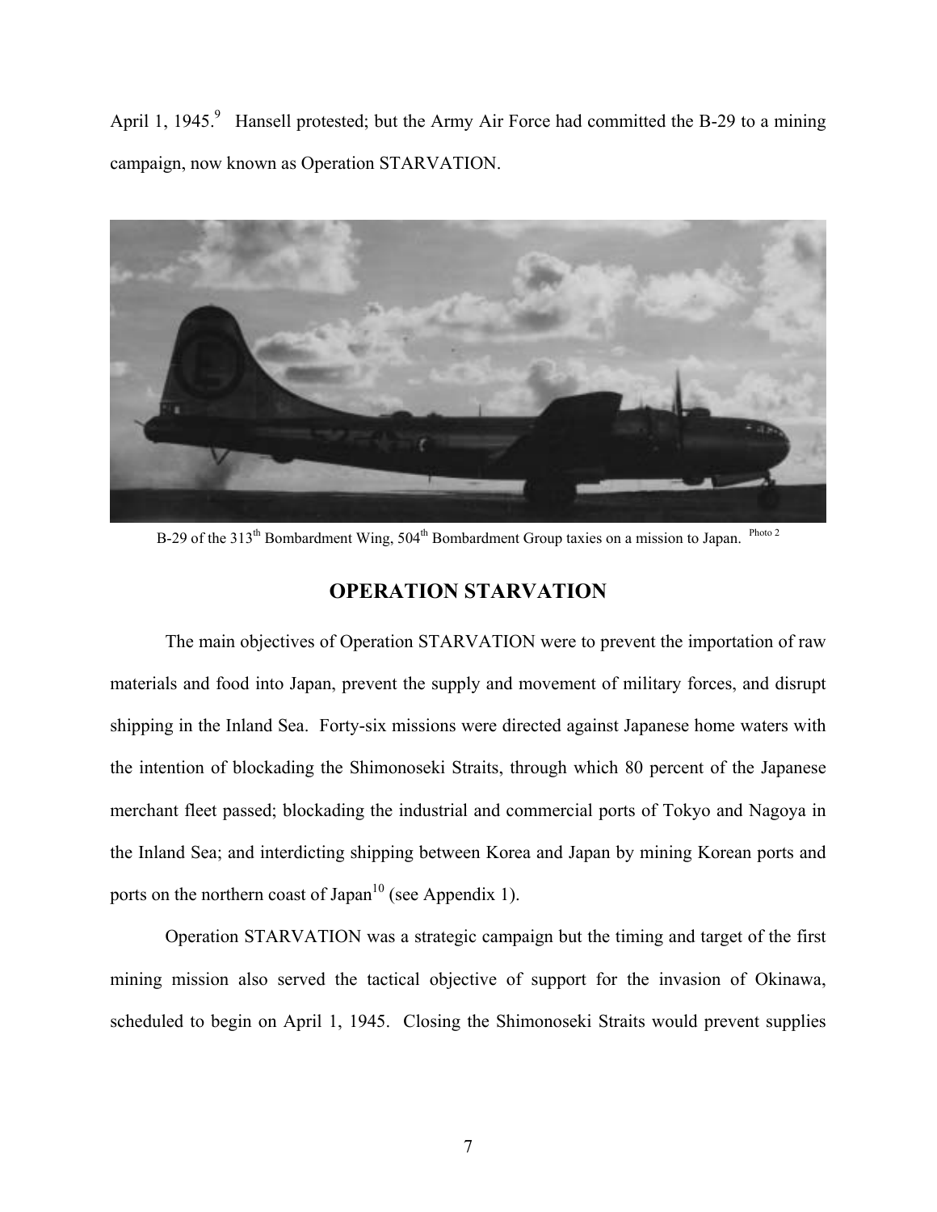April 1, 1945.[9] Hansell protested; but the Army Air Force had committed the B-29 to a mining campaign, now known as Operation STARVATION.

B-29 of the 313th Bombardment Wing, 504th Bombardment Group taxies on a mission to Japan. Photo 2

## OPERATION STARVATION

The main objectives of Operation STARVATION were to prevent the importation of raw materials and food into Japan, prevent the supply and movement of military forces, and disrupt shipping in the Inland Sea. Forty-six missions were directed against Japanese home waters with the intention of blockading the Shimonoseki Straits, through which 80 percent of the Japanese merchant fleet passed; blockading the industrial and commercial ports of Tokyo and Nagoya in the Inland Sea; and interdicting shipping between Korea and Japan by mining Korean ports and ports on the northern coast of Japan[10] (see Appendix 1).

Operation STARVATION was a strategic campaign but the timing and target of the first mining mission also served the tactical objective of support for the invasion of Okinawa, scheduled to begin on April 1, 1945. Closing the Shimonoseki Straits would prevent supplies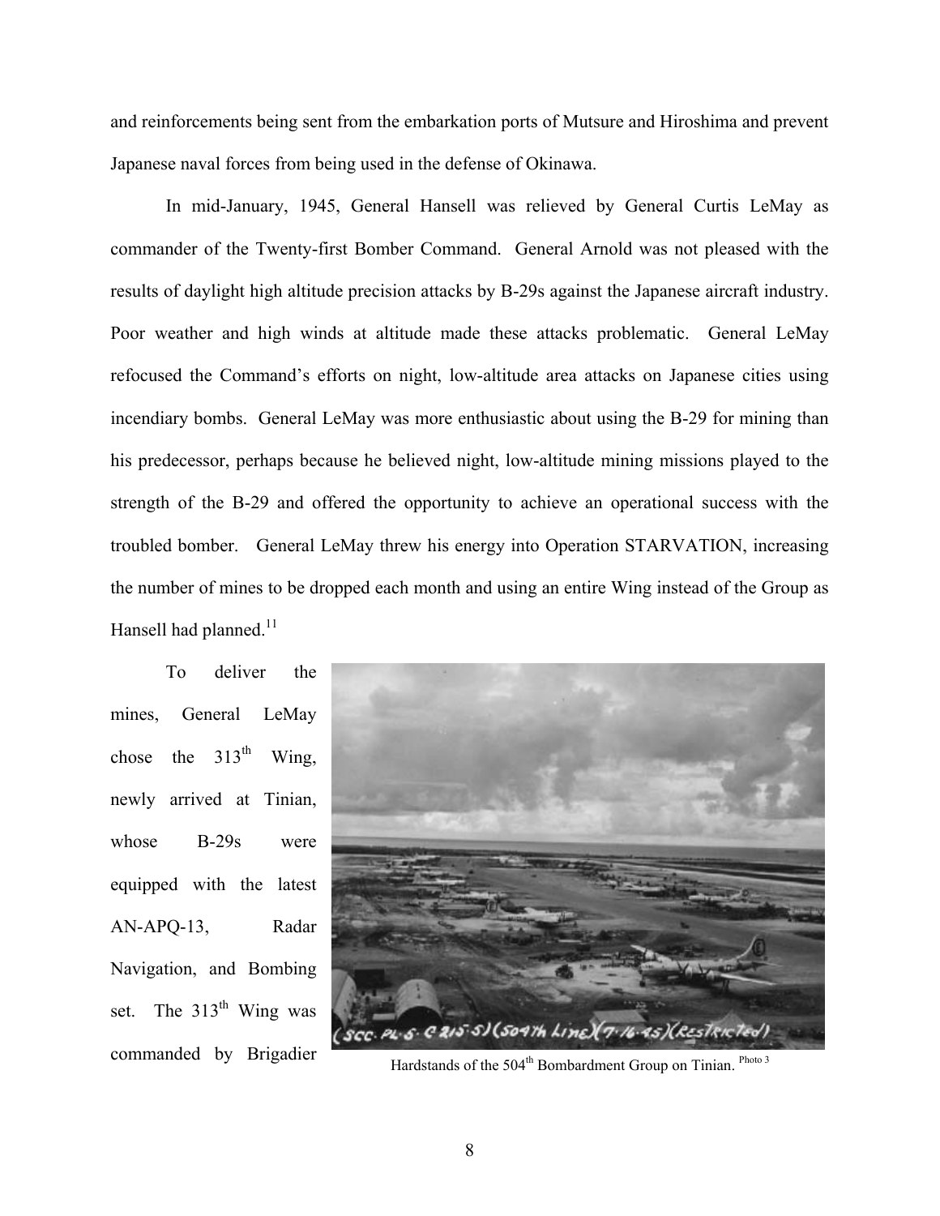and reinforcements being sent from the embarkation ports of Mutsure and Hiroshima and prevent Japanese naval forces from being used in the defense of Okinawa.

In mid-January, 1945, General Hansell was relieved by General Curtis LeMay as commander of the Twenty-first Bomber Command. General Arnold was not pleased with the results of daylight high altitude precision attacks by B-29s against the Japanese aircraft industry. Poor weather and high winds at altitude made these attacks problematic. General LeMay refocused the Command's efforts on night, low-altitude area attacks on Japanese cities using incendiary bombs. General LeMay was more enthusiastic about using the B-29 for mining than his predecessor, perhaps because he believed night, low-altitude mining missions played to the strength of the B-29 and offered the opportunity to achieve an operational success with the troubled bomber. General LeMay threw his energy into Operation STARVATION, increasing the number of mines to be dropped each month and using an entire Wing instead of the Group as Hansell had planned.[11]

To deliver the mines, General LeMay chose the 313th Wing, newly arrived at Tinian, whose B-29s were equipped with the latest AN-APQ-13, Radar Navigation, and Bombing set. The 313th Wing was commanded by Brigadier

Hardstands of the 504th Bombardment Group on Tinian. Photo 3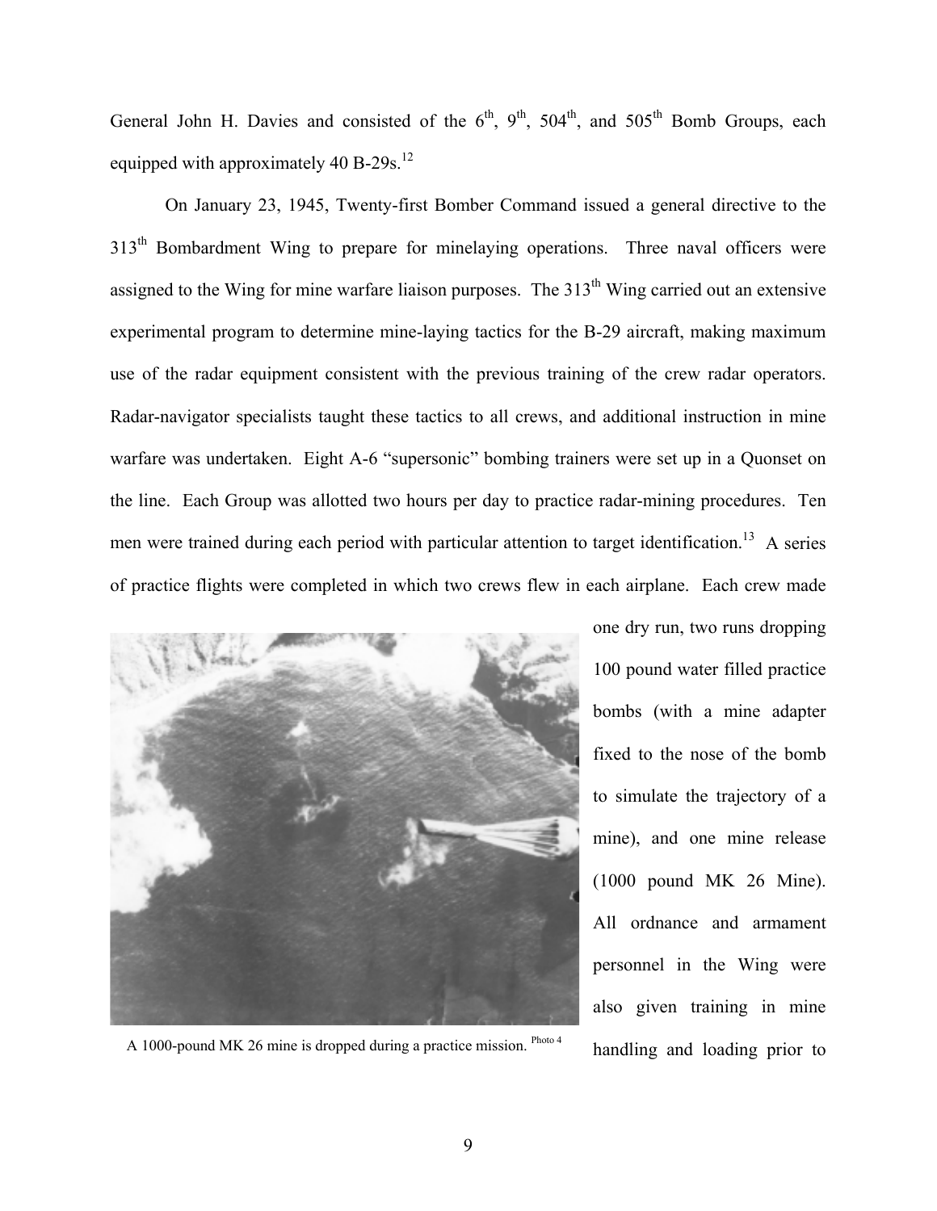General John H. Davies and consisted of the 6th, 9th, 504th, and 505th Bomb Groups, each equipped with approximately 40 B-29s.[12]

On January 23, 1945, Twenty-first Bomber Command issued a general directive to the 313th Bombardment Wing to prepare for minelaying operations. Three naval officers were assigned to the Wing for mine warfare liaison purposes. The 313th Wing carried out an extensive experimental program to determine mine-laying tactics for the B-29 aircraft, making maximum use of the radar equipment consistent with the previous training of the crew radar operators. Radar-navigator specialists taught these tactics to all crews, and additional instruction in mine warfare was undertaken. Eight A-6 "supersonic" bombing trainers were set up in a Quonset on the line. Each Group was allotted two hours per day to practice radar-mining procedures. Ten men were trained during each period with particular attention to target identification.[13] A series of practice flights were completed in which two crews flew in each airplane. Each crew made one dry run, two runs dropping 100 pound water filled practice bombs (with a mine adapter fixed to the nose of the bomb to simulate the trajectory of a mine), and one mine release (1000 pound MK 26 Mine). All ordnance and armament personnel in the Wing were also given training in mine handling and loading prior to

A 1000-pound MK 26 mine is dropped during a practice mission. [Photo 4]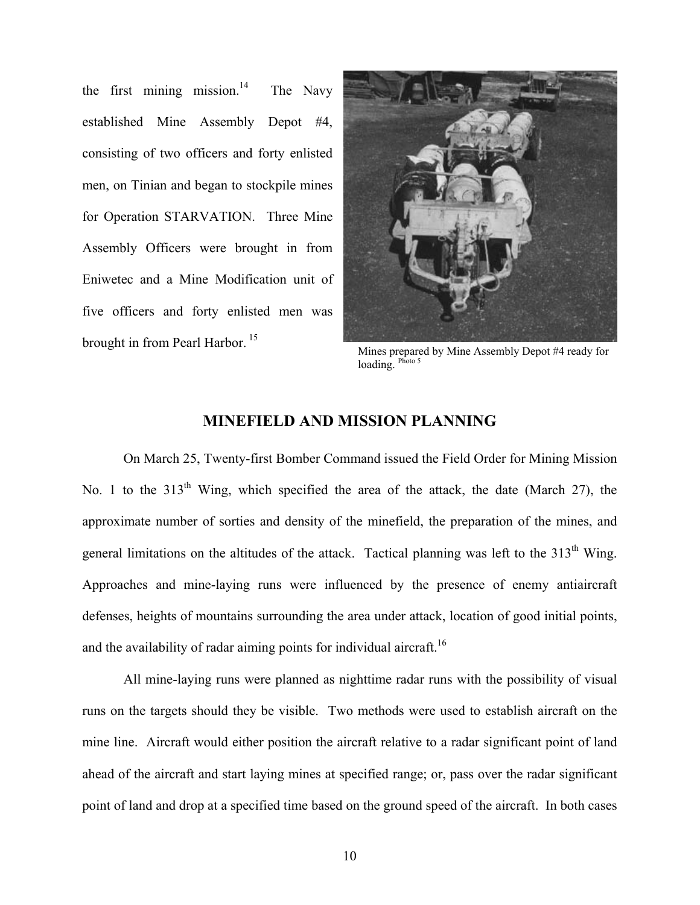the first mining mission.[14] The Navy established Mine Assembly Depot #4, consisting of two officers and forty enlisted men, on Tinian and began to stockpile mines for Operation STARVATION. Three Mine Assembly Officers were brought in from Eniwetec and a Mine Modification unit of five officers and forty enlisted men was brought in from Pearl Harbor. [15]

Mines prepared by Mine Assembly Depot #4 ready for loading. [Photo 5]

## MINEFIELD AND MISSION PLANNING

On March 25, Twenty-first Bomber Command issued the Field Order for Mining Mission No. 1 to the 313th Wing, which specified the area of the attack, the date (March 27), the approximate number of sorties and density of the minefield, the preparation of the mines, and general limitations on the altitudes of the attack. Tactical planning was left to the 313th Wing. Approaches and mine-laying runs were influenced by the presence of enemy antiaircraft defenses, heights of mountains surrounding the area under attack, location of good initial points, and the availability of radar aiming points for individual aircraft.[16]

All mine-laying runs were planned as nighttime radar runs with the possibility of visual runs on the targets should they be visible. Two methods were used to establish aircraft on the mine line. Aircraft would either position the aircraft relative to a radar significant point of land ahead of the aircraft and start laying mines at specified range; or, pass over the radar significant point of land and drop at a specified time based on the ground speed of the aircraft. In both cases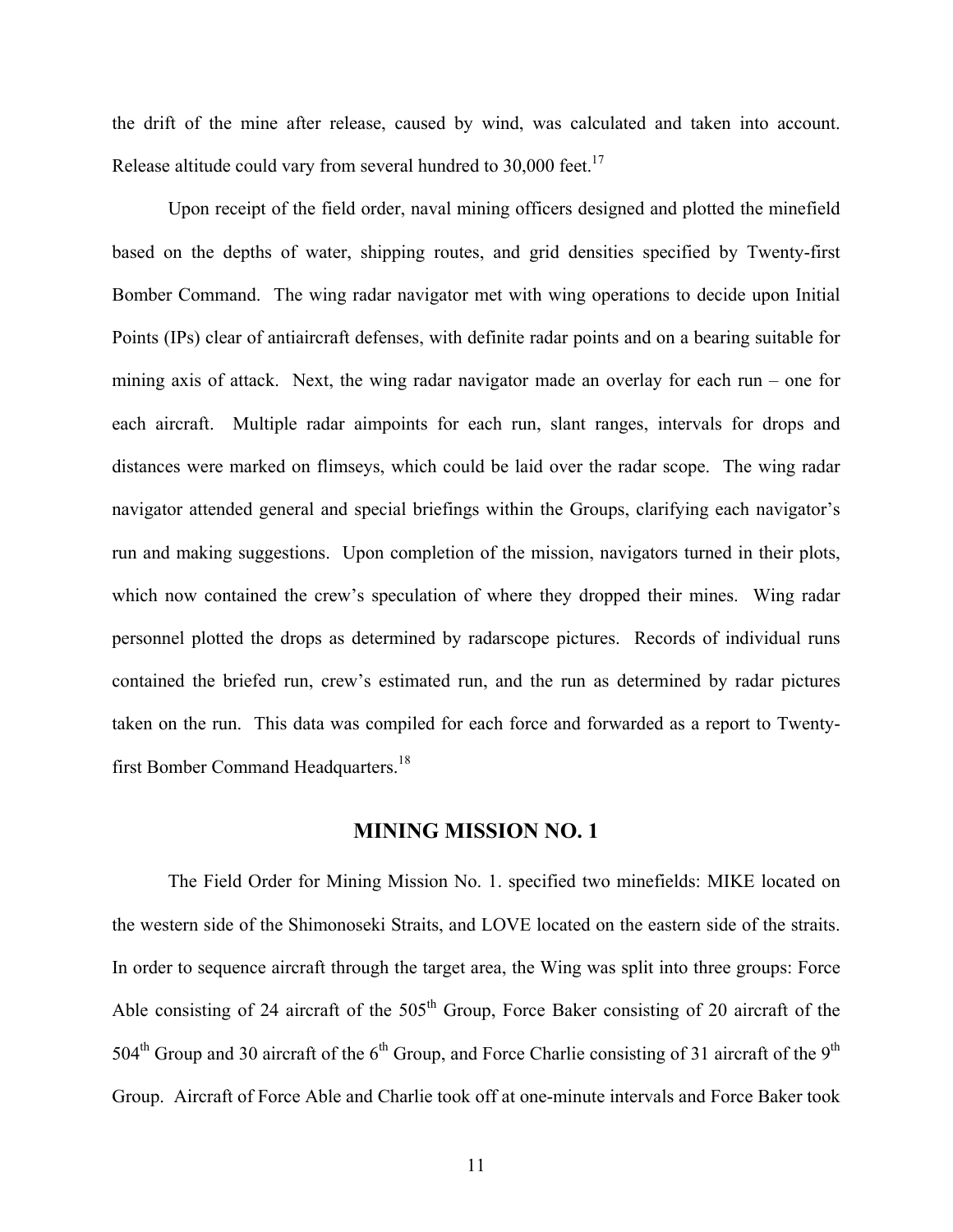the drift of the mine after release, caused by wind, was calculated and taken into account. Release altitude could vary from several hundred to 30,000 feet.[17]

Upon receipt of the field order, naval mining officers designed and plotted the minefield based on the depths of water, shipping routes, and grid densities specified by Twenty-first Bomber Command. The wing radar navigator met with wing operations to decide upon Initial Points (IPs) clear of antiaircraft defenses, with definite radar points and on a bearing suitable for mining axis of attack. Next, the wing radar navigator made an overlay for each run – one for each aircraft. Multiple radar aimpoints for each run, slant ranges, intervals for drops and distances were marked on flimseys, which could be laid over the radar scope. The wing radar navigator attended general and special briefings within the Groups, clarifying each navigator's run and making suggestions. Upon completion of the mission, navigators turned in their plots, which now contained the crew's speculation of where they dropped their mines. Wing radar personnel plotted the drops as determined by radarscope pictures. Records of individual runs contained the briefed run, crew's estimated run, and the run as determined by radar pictures taken on the run. This data was compiled for each force and forwarded as a report to Twenty-first Bomber Command Headquarters.[18]

## MINING MISSION NO. 1

The Field Order for Mining Mission No. 1. specified two minefields: MIKE located on the western side of the Shimonoseki Straits, and LOVE located on the eastern side of the straits. In order to sequence aircraft through the target area, the Wing was split into three groups: Force Able consisting of 24 aircraft of the 505th Group, Force Baker consisting of 20 aircraft of the 504th Group and 30 aircraft of the 6th Group, and Force Charlie consisting of 31 aircraft of the 9th Group. Aircraft of Force Able and Charlie took off at one-minute intervals and Force Baker took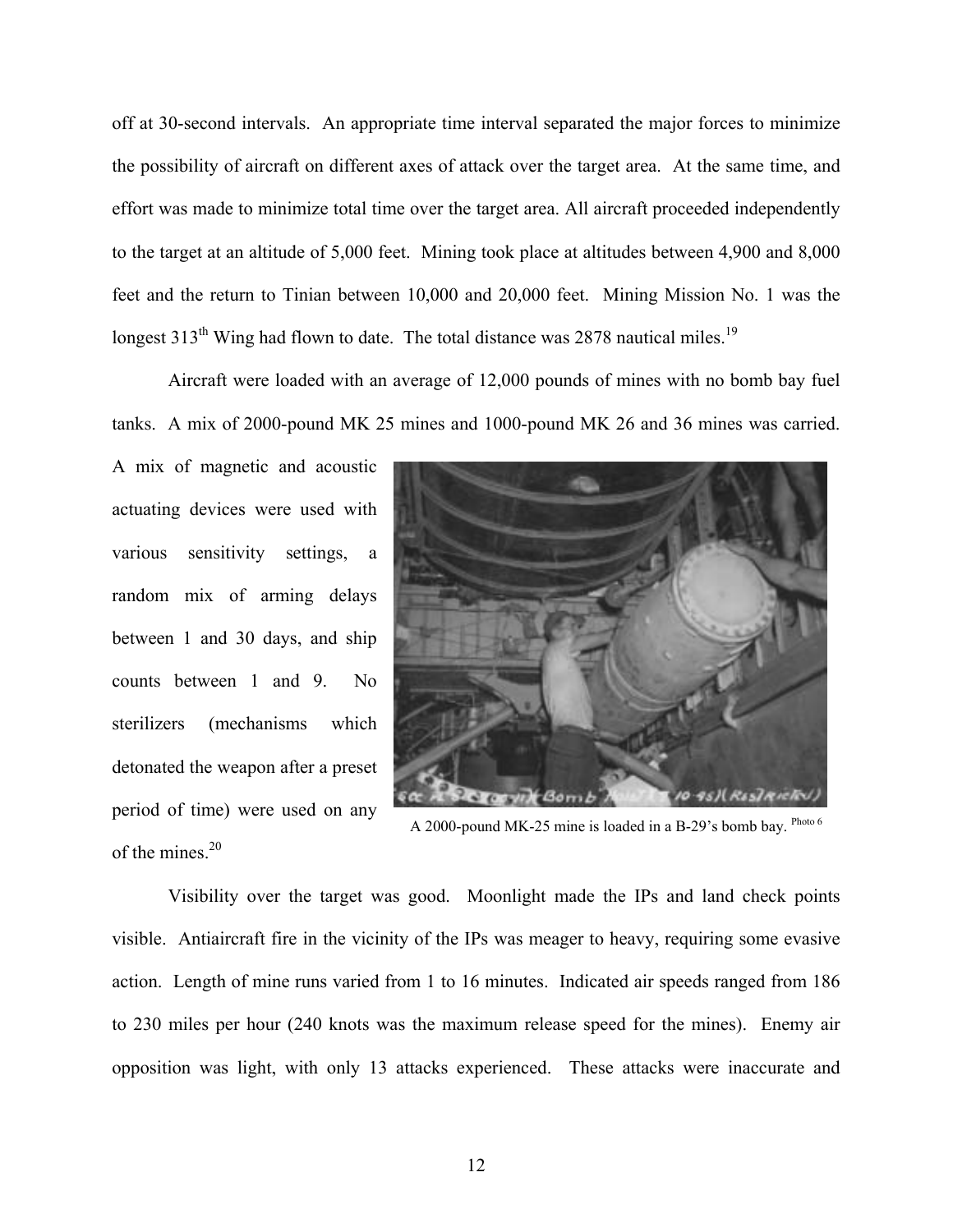off at 30-second intervals. An appropriate time interval separated the major forces to minimize the possibility of aircraft on different axes of attack over the target area. At the same time, and effort was made to minimize total time over the target area. All aircraft proceeded independently to the target at an altitude of 5,000 feet. Mining took place at altitudes between 4,900 and 8,000 feet and the return to Tinian between 10,000 and 20,000 feet. Mining Mission No. 1 was the longest 313th Wing had flown to date. The total distance was 2878 nautical miles.[19]

Aircraft were loaded with an average of 12,000 pounds of mines with no bomb bay fuel tanks. A mix of 2000-pound MK 25 mines and 1000-pound MK 26 and 36 mines was carried. A mix of magnetic and acoustic actuating devices were used with various sensitivity settings, a random mix of arming delays between 1 and 30 days, and ship counts between 1 and 9. No sterilizers (mechanisms which detonated the weapon after a preset period of time) were used on any of the mines.[20]

A 2000-pound MK-25 mine is loaded in a B-29's bomb bay. [Photo 6]

Visibility over the target was good. Moonlight made the IPs and land check points visible. Antiaircraft fire in the vicinity of the IPs was meager to heavy, requiring some evasive action. Length of mine runs varied from 1 to 16 minutes. Indicated air speeds ranged from 186 to 230 miles per hour (240 knots was the maximum release speed for the mines). Enemy air opposition was light, with only 13 attacks experienced. These attacks were inaccurate and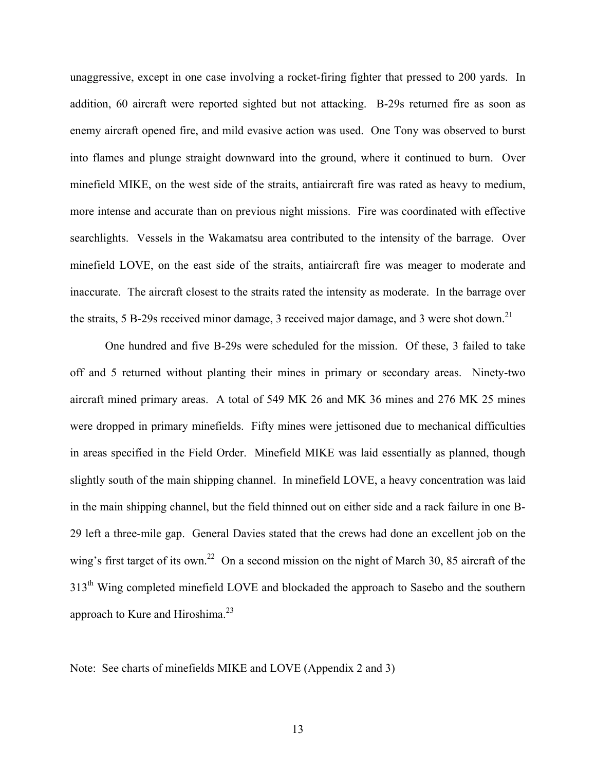unaggressive, except in one case involving a rocket-firing fighter that pressed to 200 yards. In addition, 60 aircraft were reported sighted but not attacking. B-29s returned fire as soon as enemy aircraft opened fire, and mild evasive action was used. One Tony was observed to burst into flames and plunge straight downward into the ground, where it continued to burn. Over minefield MIKE, on the west side of the straits, antiaircraft fire was rated as heavy to medium, more intense and accurate than on previous night missions. Fire was coordinated with effective searchlights. Vessels in the Wakamatsu area contributed to the intensity of the barrage. Over minefield LOVE, on the east side of the straits, antiaircraft fire was meager to moderate and inaccurate. The aircraft closest to the straits rated the intensity as moderate. In the barrage over the straits, 5 B-29s received minor damage, 3 received major damage, and 3 were shot down.[21]

One hundred and five B-29s were scheduled for the mission. Of these, 3 failed to take off and 5 returned without planting their mines in primary or secondary areas. Ninety-two aircraft mined primary areas. A total of 549 MK 26 and MK 36 mines and 276 MK 25 mines were dropped in primary minefields. Fifty mines were jettisoned due to mechanical difficulties in areas specified in the Field Order. Minefield MIKE was laid essentially as planned, though slightly south of the main shipping channel. In minefield LOVE, a heavy concentration was laid in the main shipping channel, but the field thinned out on either side and a rack failure in one B-29 left a three-mile gap. General Davies stated that the crews had done an excellent job on the wing's first target of its own.[22] On a second mission on the night of March 30, 85 aircraft of the 313th Wing completed minefield LOVE and blockaded the approach to Sasebo and the southern approach to Kure and Hiroshima.[23]

Note: See charts of minefields MIKE and LOVE (Appendix 2 and 3)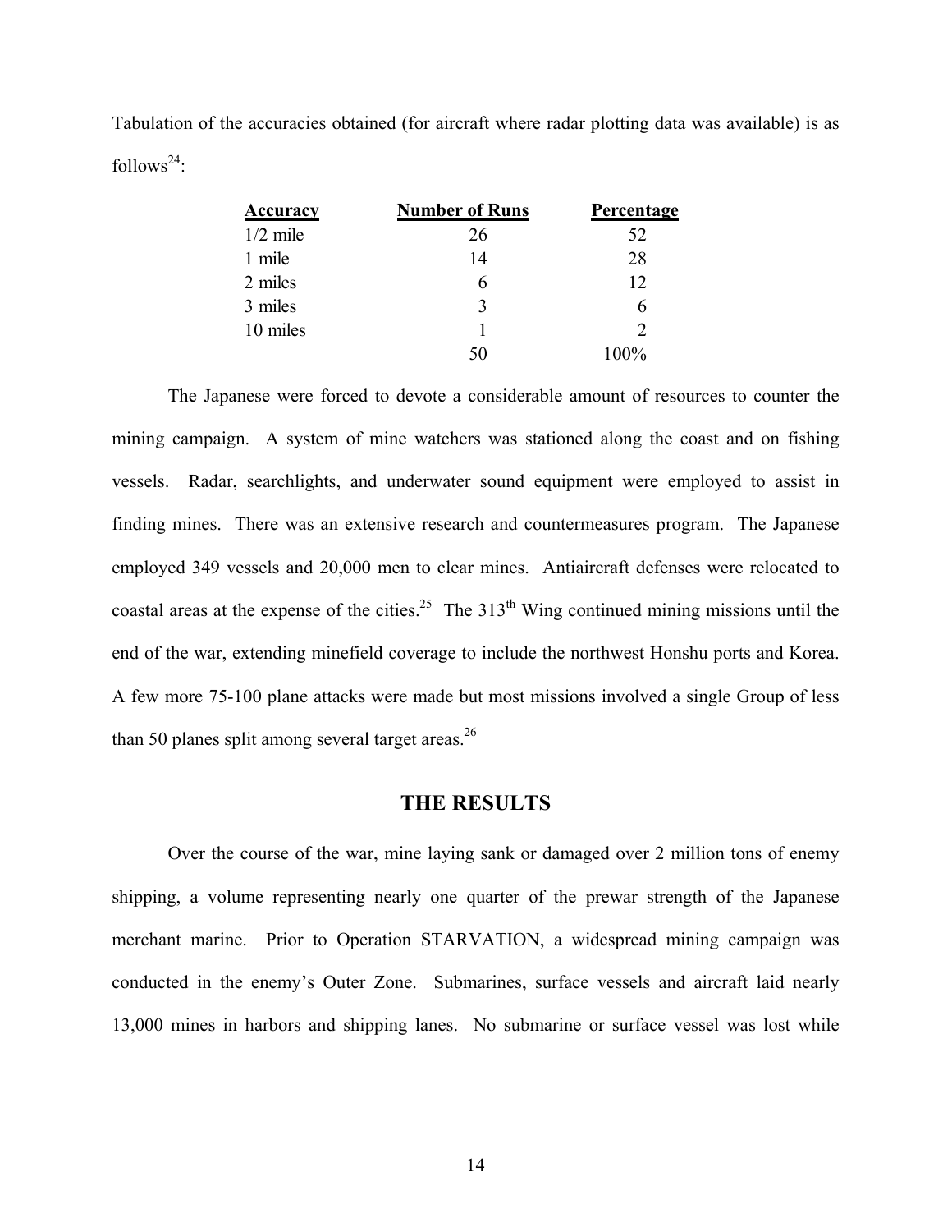Tabulation of the accuracies obtained (for aircraft where radar plotting data was available) is as follows[24]:

| Accuracy | Number of Runs | Percentage |
|---|---|---|
| 1/2 mile | 26 | 52 |
| 1 mile | 14 | 28 |
| 2 miles | 6 | 12 |
| 3 miles | 3 | 6 |
| 10 miles | 1 | 2 |
| | 50 | 100% |

The Japanese were forced to devote a considerable amount of resources to counter the mining campaign. A system of mine watchers was stationed along the coast and on fishing vessels. Radar, searchlights, and underwater sound equipment were employed to assist in finding mines. There was an extensive research and countermeasures program. The Japanese employed 349 vessels and 20,000 men to clear mines. Antiaircraft defenses were relocated to coastal areas at the expense of the cities.[25] The 313th Wing continued mining missions until the end of the war, extending minefield coverage to include the northwest Honshu ports and Korea. A few more 75-100 plane attacks were made but most missions involved a single Group of less than 50 planes split among several target areas.[26]

## THE RESULTS

Over the course of the war, mine laying sank or damaged over 2 million tons of enemy shipping, a volume representing nearly one quarter of the prewar strength of the Japanese merchant marine. Prior to Operation STARVATION, a widespread mining campaign was conducted in the enemy's Outer Zone. Submarines, surface vessels and aircraft laid nearly 13,000 mines in harbors and shipping lanes. No submarine or surface vessel was lost while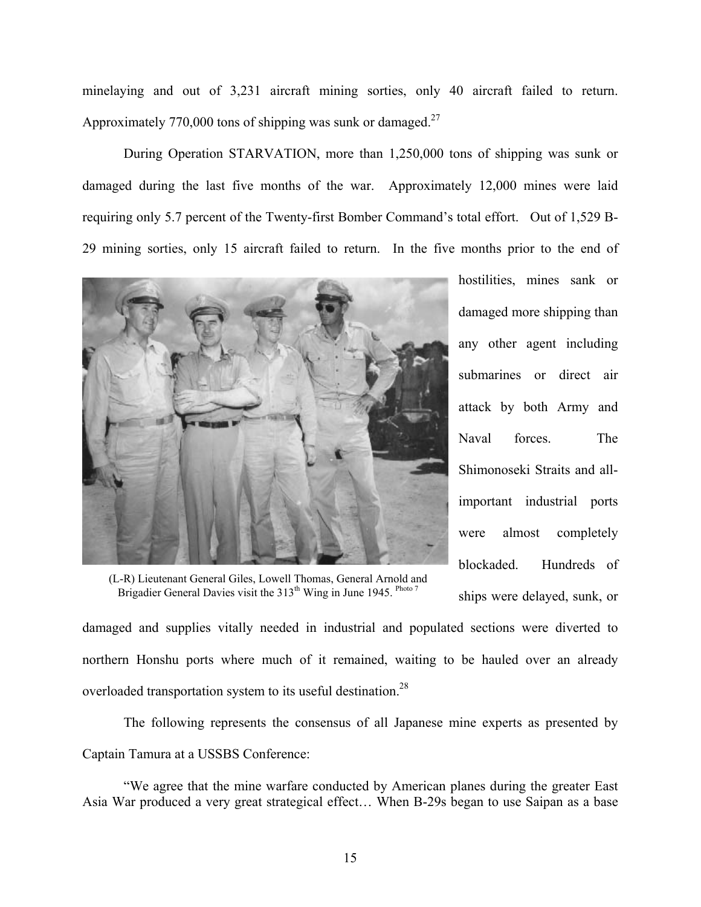minelaying and out of 3,231 aircraft mining sorties, only 40 aircraft failed to return. Approximately 770,000 tons of shipping was sunk or damaged.[27]

During Operation STARVATION, more than 1,250,000 tons of shipping was sunk or damaged during the last five months of the war. Approximately 12,000 mines were laid requiring only 5.7 percent of the Twenty-first Bomber Command's total effort. Out of 1,529 B-29 mining sorties, only 15 aircraft failed to return. In the five months prior to the end of hostilities, mines sank or damaged more shipping than any other agent including submarines or direct air attack by both Army and Naval forces. The Shimonoseki Straits and all-important industrial ports were almost completely blockaded. Hundreds of ships were delayed, sunk, or damaged and supplies vitally needed in industrial and populated sections were diverted to northern Honshu ports where much of it remained, waiting to be hauled over an already overloaded transportation system to its useful destination.[28]

(L-R) Lieutenant General Giles, Lowell Thomas, General Arnold and Brigadier General Davies visit the 313th Wing in June 1945. Photo 7

The following represents the consensus of all Japanese mine experts as presented by Captain Tamura at a USSBS Conference:

"We agree that the mine warfare conducted by American planes during the greater East Asia War produced a very great strategical effect… When B-29s began to use Saipan as a base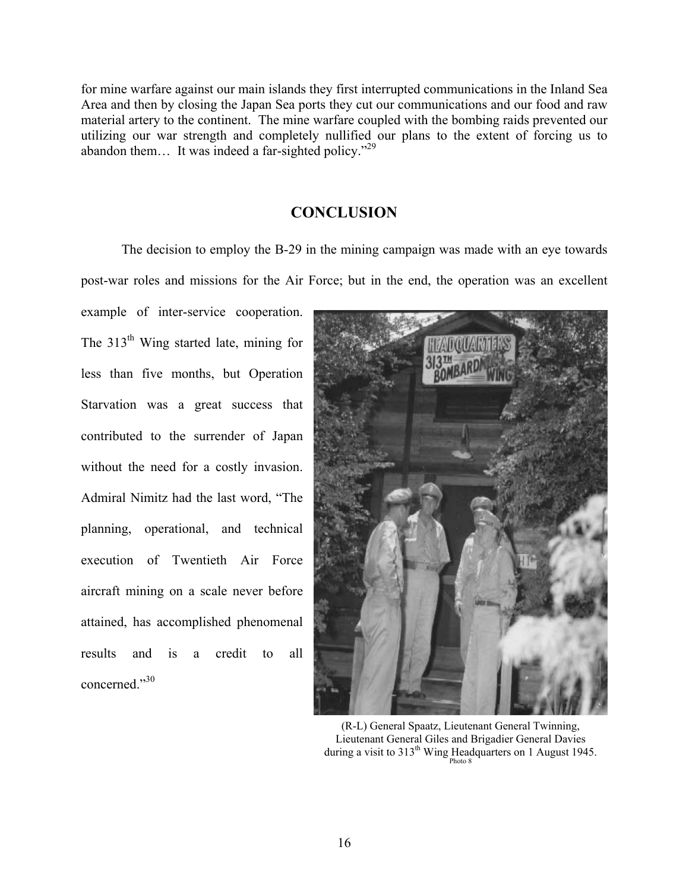for mine warfare against our main islands they first interrupted communications in the Inland Sea Area and then by closing the Japan Sea ports they cut our communications and our food and raw material artery to the continent. The mine warfare coupled with the bombing raids prevented our utilizing our war strength and completely nullified our plans to the extent of forcing us to abandon them… It was indeed a far-sighted policy."[29]

## CONCLUSION

The decision to employ the B-29 in the mining campaign was made with an eye towards post-war roles and missions for the Air Force; but in the end, the operation was an excellent example of inter-service cooperation. The 313th Wing started late, mining for less than five months, but Operation Starvation was a great success that contributed to the surrender of Japan without the need for a costly invasion. Admiral Nimitz had the last word, "The planning, operational, and technical execution of Twentieth Air Force aircraft mining on a scale never before attained, has accomplished phenomenal results and is a credit to all concerned."[30]

(R-L) General Spaatz, Lieutenant General Twinning, Lieutenant General Giles and Brigadier General Davies during a visit to 313th Wing Headquarters on 1 August 1945.
Photo 8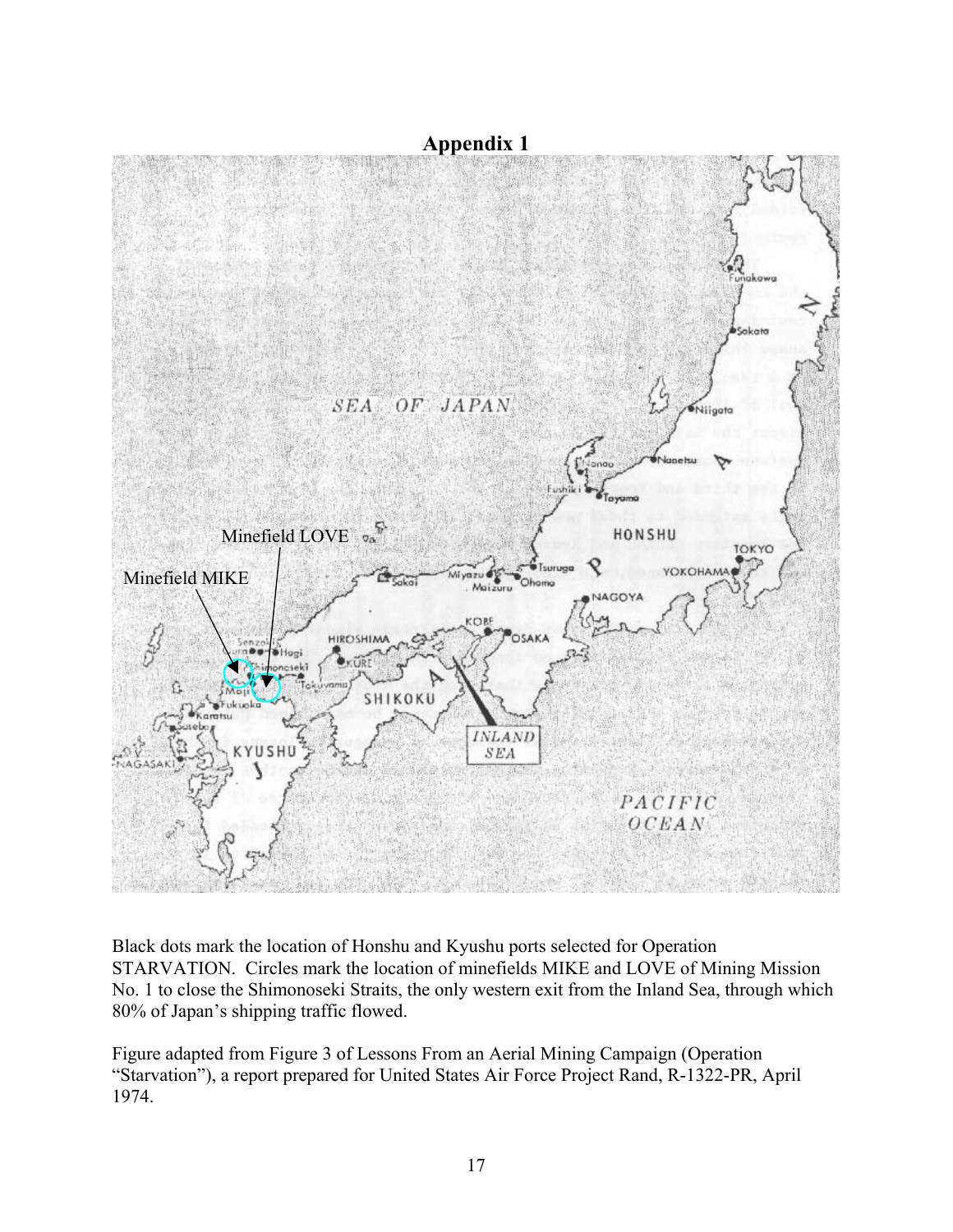# Appendix 1

Black dots mark the location of Honshu and Kyushu ports selected for Operation STARVATION. Circles mark the location of minefields MIKE and LOVE of Mining Mission No. 1 to close the Shimonoseki Straits, the only western exit from the Inland Sea, through which 80% of Japan's shipping traffic flowed.

Figure adapted from Figure 3 of Lessons From an Aerial Mining Campaign (Operation "Starvation"), a report prepared for United States Air Force Project Rand, R-1322-PR, April 1974.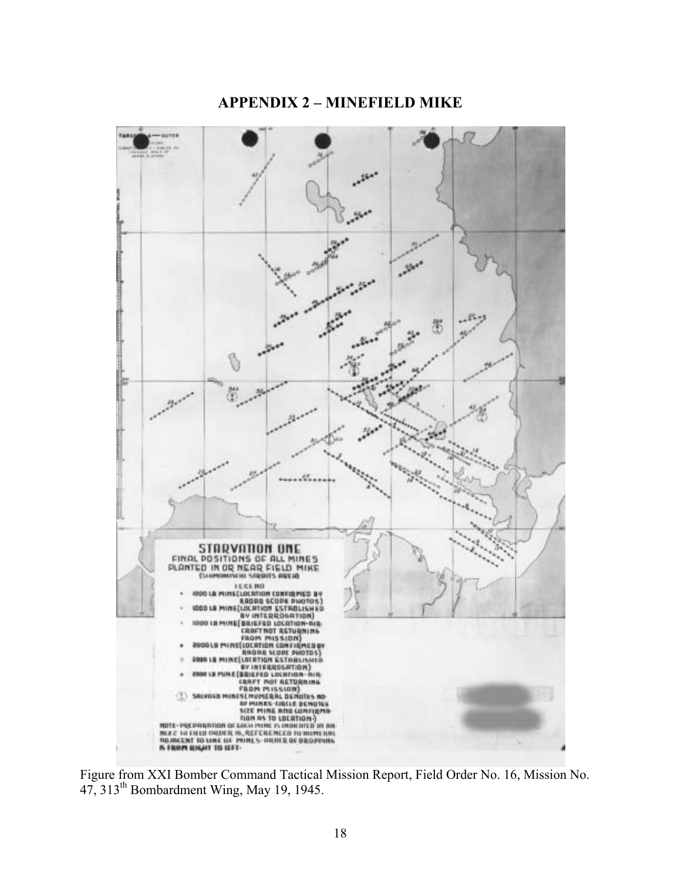# APPENDIX 2 – MINEFIELD MIKE

Figure from XXI Bomber Command Tactical Mission Report, Field Order No. 16, Mission No. 47, 313th Bombardment Wing, May 19, 1945.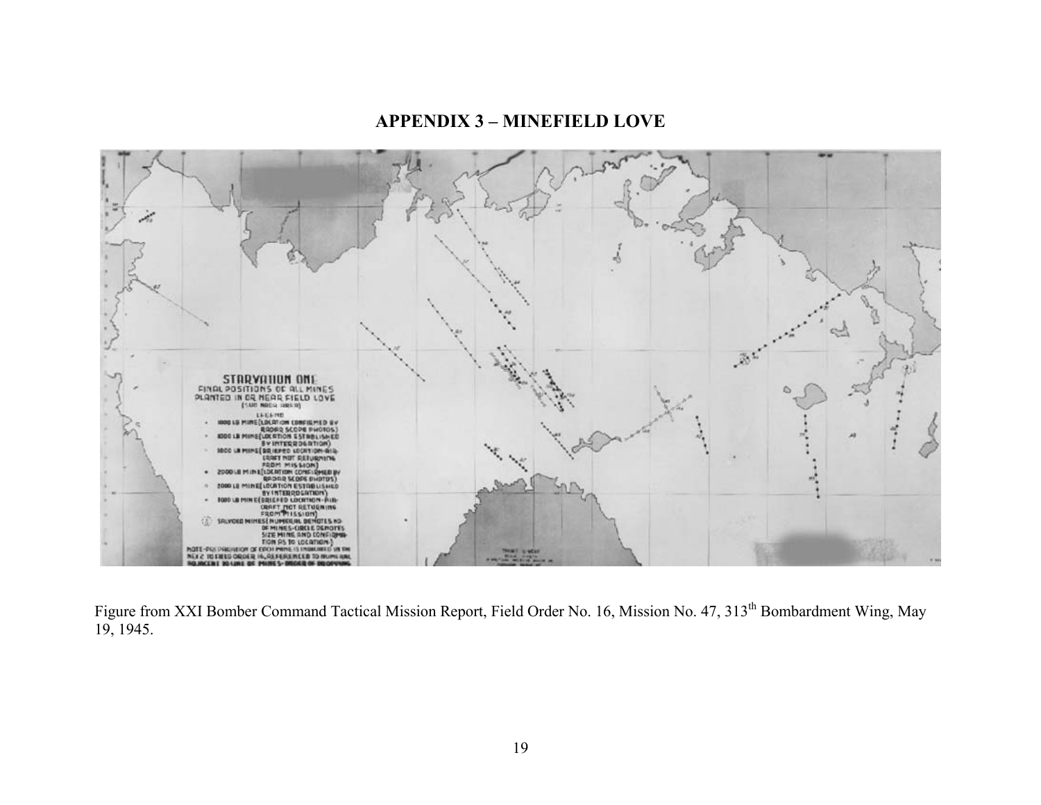## APPENDIX 3 – MINEFIELD LOVE

Figure from XXI Bomber Command Tactical Mission Report, Field Order No. 16, Mission No. 47, 313th Bombardment Wing, May 19, 1945.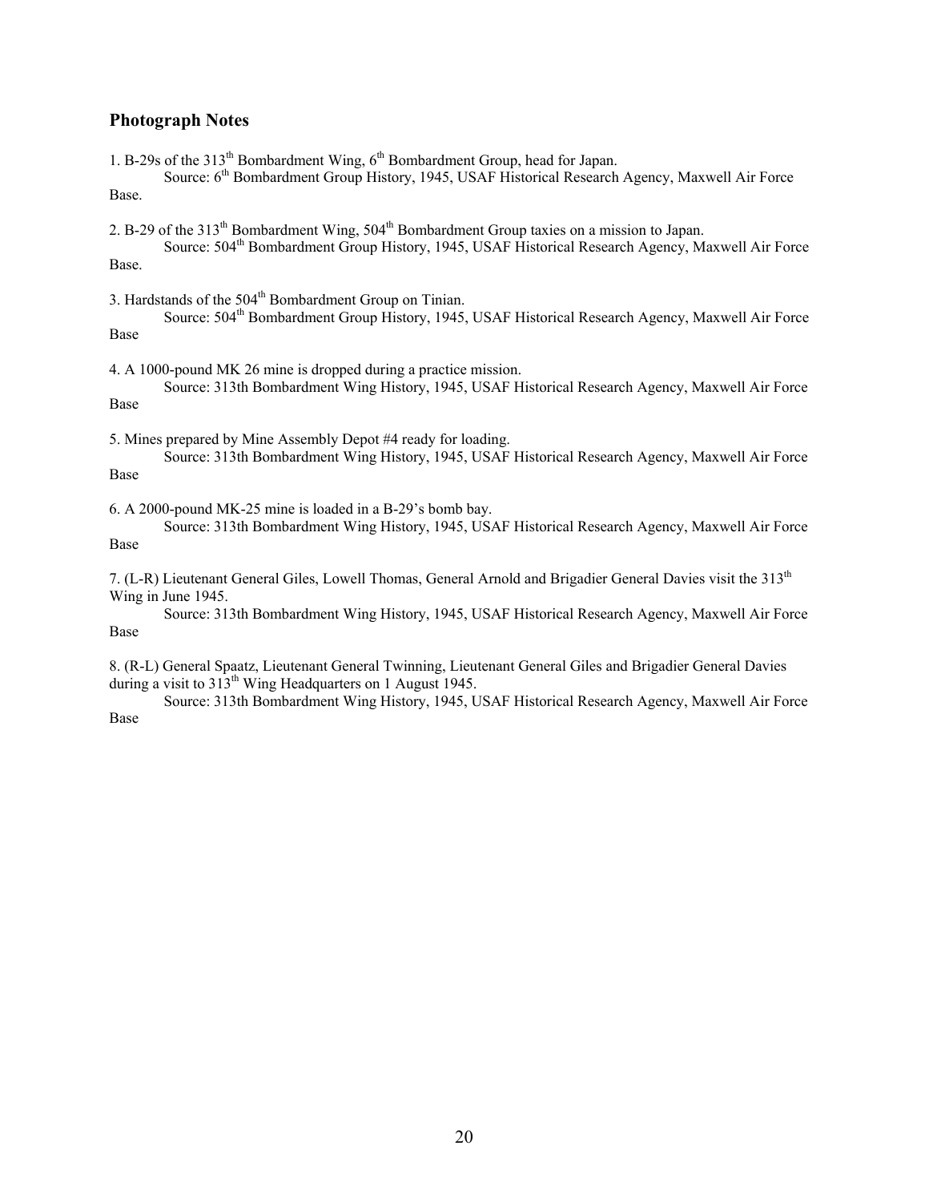## Photograph Notes

1. B-29s of the 313th Bombardment Wing, 6th Bombardment Group, head for Japan.
   Source: 6th Bombardment Group History, 1945, USAF Historical Research Agency, Maxwell Air Force Base.

2. B-29 of the 313th Bombardment Wing, 504th Bombardment Group taxies on a mission to Japan.
   Source: 504th Bombardment Group History, 1945, USAF Historical Research Agency, Maxwell Air Force Base.

3. Hardstands of the 504th Bombardment Group on Tinian.
   Source: 504th Bombardment Group History, 1945, USAF Historical Research Agency, Maxwell Air Force Base

4. A 1000-pound MK 26 mine is dropped during a practice mission.
   Source: 313th Bombardment Wing History, 1945, USAF Historical Research Agency, Maxwell Air Force Base

5. Mines prepared by Mine Assembly Depot #4 ready for loading.
   Source: 313th Bombardment Wing History, 1945, USAF Historical Research Agency, Maxwell Air Force Base

6. A 2000-pound MK-25 mine is loaded in a B-29's bomb bay.
   Source: 313th Bombardment Wing History, 1945, USAF Historical Research Agency, Maxwell Air Force Base

7. (L-R) Lieutenant General Giles, Lowell Thomas, General Arnold and Brigadier General Davies visit the 313th Wing in June 1945.
   Source: 313th Bombardment Wing History, 1945, USAF Historical Research Agency, Maxwell Air Force Base

8. (R-L) General Spaatz, Lieutenant General Twinning, Lieutenant General Giles and Brigadier General Davies during a visit to 313th Wing Headquarters on 1 August 1945.
   Source: 313th Bombardment Wing History, 1945, USAF Historical Research Agency, Maxwell Air Force Base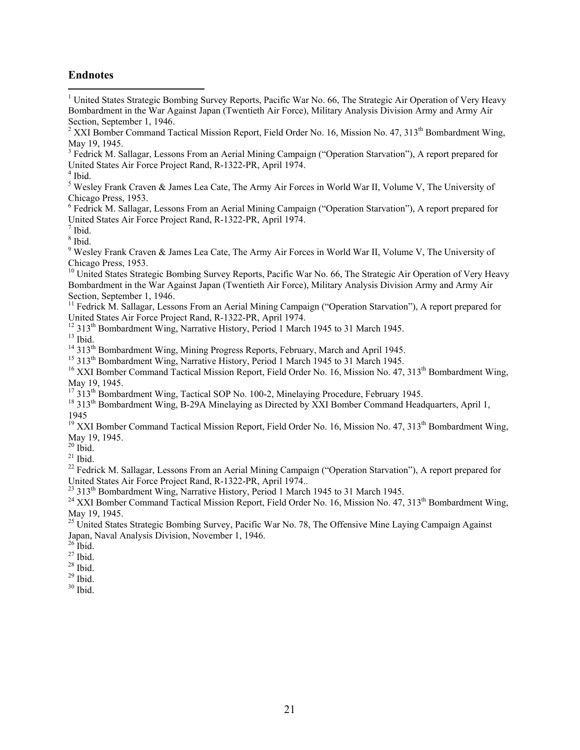## Endnotes

[1] United States Strategic Bombing Survey Reports, Pacific War No. 66, The Strategic Air Operation of Very Heavy Bombardment in the War Against Japan (Twentieth Air Force), Military Analysis Division Army and Army Air Section, September 1, 1946.

[2] XXI Bomber Command Tactical Mission Report, Field Order No. 16, Mission No. 47, 313th Bombardment Wing, May 19, 1945.

[3] Fedrick M. Sallagar, Lessons From an Aerial Mining Campaign ("Operation Starvation"), A report prepared for United States Air Force Project Rand, R-1322-PR, April 1974.

[4] Ibid.

[5] Wesley Frank Craven & James Lea Cate, The Army Air Forces in World War II, Volume V, The University of Chicago Press, 1953.

[6] Fedrick M. Sallagar, Lessons From an Aerial Mining Campaign ("Operation Starvation"), A report prepared for United States Air Force Project Rand, R-1322-PR, April 1974.

[7] Ibid.

[8] Ibid.

[9] Wesley Frank Craven & James Lea Cate, The Army Air Forces in World War II, Volume V, The University of Chicago Press, 1953.

[10] United States Strategic Bombing Survey Reports, Pacific War No. 66, The Strategic Air Operation of Very Heavy Bombardment in the War Against Japan (Twentieth Air Force), Military Analysis Division Army and Army Air Section, September 1, 1946.

[11] Fedrick M. Sallagar, Lessons From an Aerial Mining Campaign ("Operation Starvation"), A report prepared for United States Air Force Project Rand, R-1322-PR, April 1974.

[12] 313th Bombardment Wing, Narrative History, Period 1 March 1945 to 31 March 1945.

[13] Ibid.

[14] 313th Bombardment Wing, Mining Progress Reports, February, March and April 1945.

[15] 313th Bombardment Wing, Narrative History, Period 1 March 1945 to 31 March 1945.

[16] XXI Bomber Command Tactical Mission Report, Field Order No. 16, Mission No. 47, 313th Bombardment Wing, May 19, 1945.

[17] 313th Bombardment Wing, Tactical SOP No. 100-2, Minelaying Procedure, February 1945.

[18] 313th Bombardment Wing, B-29A Minelaying as Directed by XXI Bomber Command Headquarters, April 1, 1945

[19] XXI Bomber Command Tactical Mission Report, Field Order No. 16, Mission No. 47, 313th Bombardment Wing, May 19, 1945.

[20] Ibid.

[21] Ibid.

[22] Fedrick M. Sallagar, Lessons From an Aerial Mining Campaign ("Operation Starvation"), A report prepared for United States Air Force Project Rand, R-1322-PR, April 1974..

[23] 313th Bombardment Wing, Narrative History, Period 1 March 1945 to 31 March 1945.

[24] XXI Bomber Command Tactical Mission Report, Field Order No. 16, Mission No. 47, 313th Bombardment Wing, May 19, 1945.

[25] United States Strategic Bombing Survey, Pacific War No. 78, The Offensive Mine Laying Campaign Against Japan, Naval Analysis Division, November 1, 1946.

[26] Ibid.

[27] Ibid.

[28] Ibid.

[29] Ibid.

[30] Ibid.